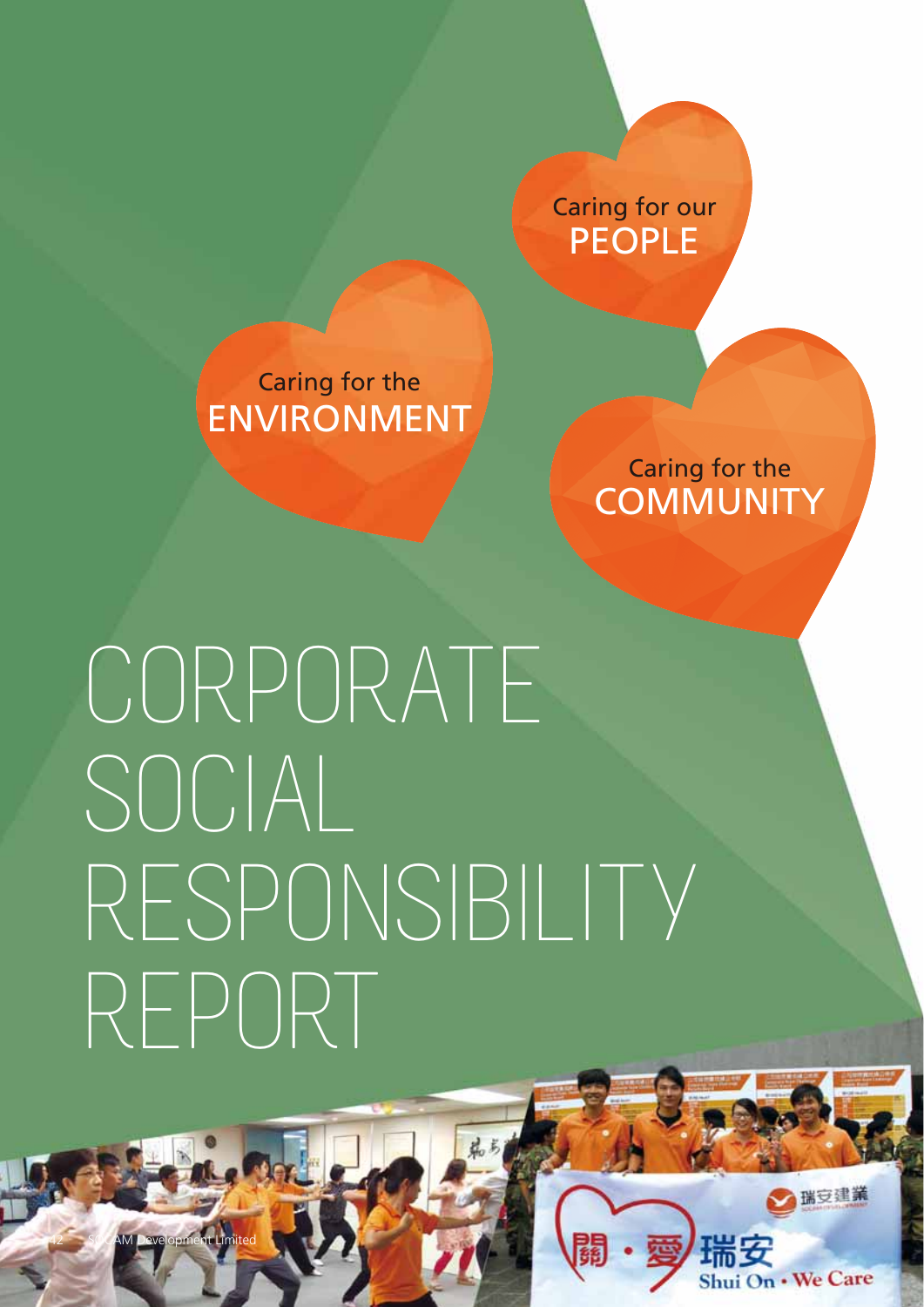Caring for our
PEOPLE

Caring for the
ENVIRONMENT

Caring for the
COMMUNITY

# CORPORATE SOCIAL RESPONSIBILITY REPORT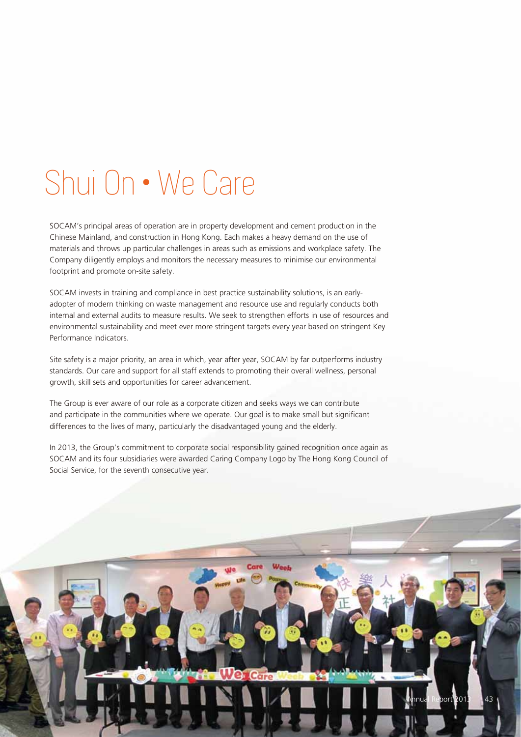# Shui On • We Care

SOCAM's principal areas of operation are in property development and cement production in the Chinese Mainland, and construction in Hong Kong. Each makes a heavy demand on the use of materials and throws up particular challenges in areas such as emissions and workplace safety. The Company diligently employs and monitors the necessary measures to minimise our environmental footprint and promote on-site safety.

SOCAM invests in training and compliance in best practice sustainability solutions, is an early-adopter of modern thinking on waste management and resource use and regularly conducts both internal and external audits to measure results. We seek to strengthen efforts in use of resources and environmental sustainability and meet ever more stringent targets every year based on stringent Key Performance Indicators.

Site safety is a major priority, an area in which, year after year, SOCAM by far outperforms industry standards. Our care and support for all staff extends to promoting their overall wellness, personal growth, skill sets and opportunities for career advancement.

The Group is ever aware of our role as a corporate citizen and seeks ways we can contribute and participate in the communities where we operate. Our goal is to make small but significant differences to the lives of many, particularly the disadvantaged young and the elderly.

In 2013, the Group's commitment to corporate social responsibility gained recognition once again as SOCAM and its four subsidiaries were awarded Caring Company Logo by The Hong Kong Council of Social Service, for the seventh consecutive year.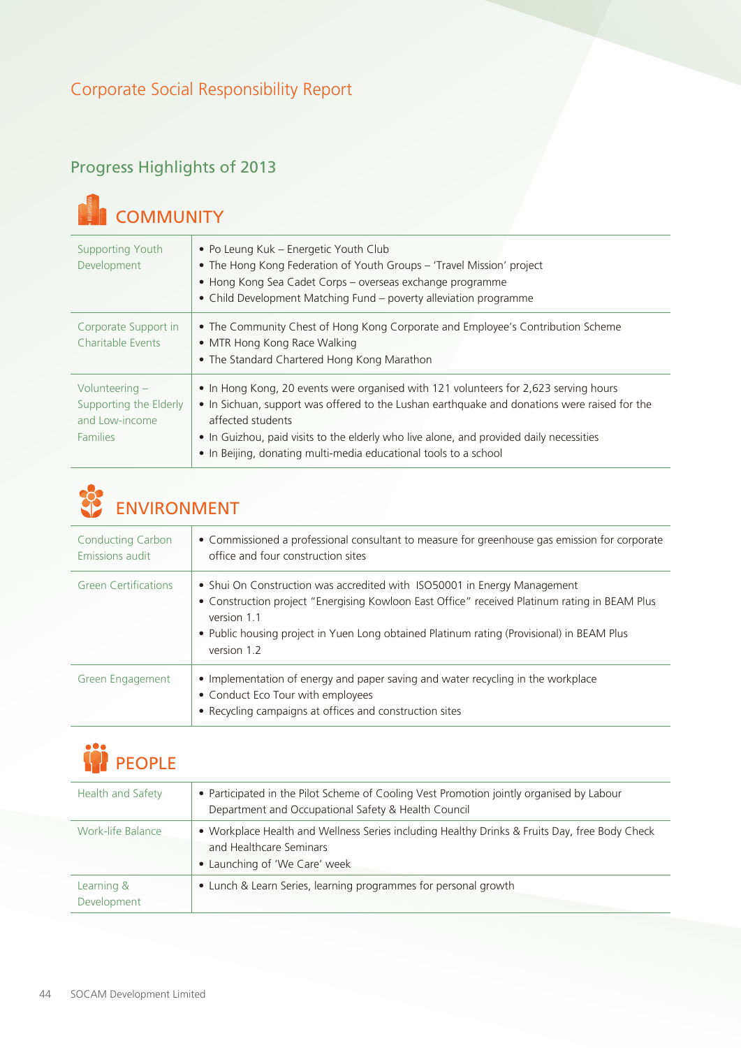# Corporate Social Responsibility Report

## Progress Highlights of 2013

### COMMUNITY

| | |
|---|---|
| Supporting Youth Development | • Po Leung Kuk – Energetic Youth Club<br>• The Hong Kong Federation of Youth Groups – 'Travel Mission' project<br>• Hong Kong Sea Cadet Corps – overseas exchange programme<br>• Child Development Matching Fund – poverty alleviation programme |
| Corporate Support in Charitable Events | • The Community Chest of Hong Kong Corporate and Employee's Contribution Scheme<br>• MTR Hong Kong Race Walking<br>• The Standard Chartered Hong Kong Marathon |
| Volunteering – Supporting the Elderly and Low-income Families | • In Hong Kong, 20 events were organised with 121 volunteers for 2,623 serving hours<br>• In Sichuan, support was offered to the Lushan earthquake and donations were raised for the affected students<br>• In Guizhou, paid visits to the elderly who live alone, and provided daily necessities<br>• In Beijing, donating multi-media educational tools to a school |

### ENVIRONMENT

| | |
|---|---|
| Conducting Carbon Emissions audit | • Commissioned a professional consultant to measure for greenhouse gas emission for corporate office and four construction sites |
| Green Certifications | • Shui On Construction was accredited with ISO50001 in Energy Management<br>• Construction project "Energising Kowloon East Office" received Platinum rating in BEAM Plus version 1.1<br>• Public housing project in Yuen Long obtained Platinum rating (Provisional) in BEAM Plus version 1.2 |
| Green Engagement | • Implementation of energy and paper saving and water recycling in the workplace<br>• Conduct Eco Tour with employees<br>• Recycling campaigns at offices and construction sites |

### PEOPLE

| | |
|---|---|
| Health and Safety | • Participated in the Pilot Scheme of Cooling Vest Promotion jointly organised by Labour Department and Occupational Safety & Health Council |
| Work-life Balance | • Workplace Health and Wellness Series including Healthy Drinks & Fruits Day, free Body Check and Healthcare Seminars<br>• Launching of 'We Care' week |
| Learning & Development | • Lunch & Learn Series, learning programmes for personal growth |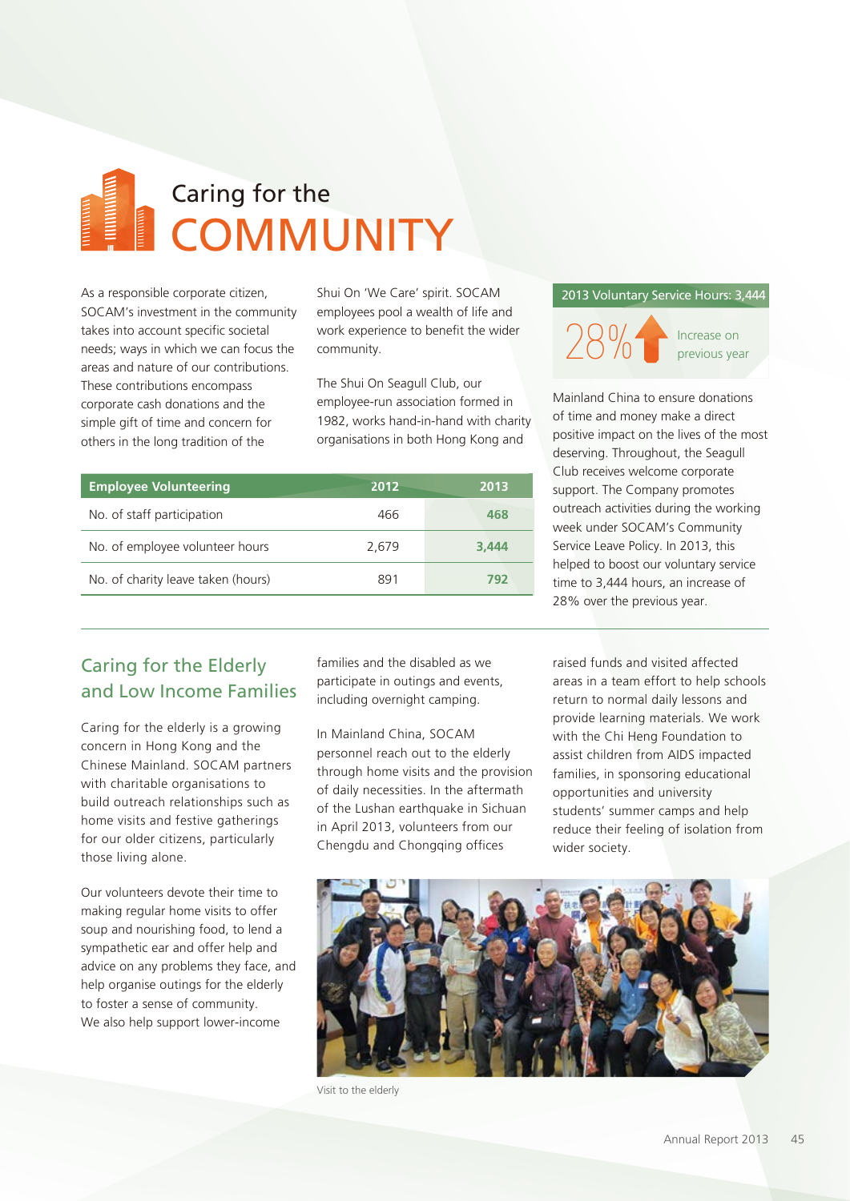# Caring for the COMMUNITY

As a responsible corporate citizen, SOCAM's investment in the community takes into account specific societal needs; ways in which we can focus the areas and nature of our contributions. These contributions encompass corporate cash donations and the simple gift of time and concern for others in the long tradition of the Shui On 'We Care' spirit. SOCAM employees pool a wealth of life and work experience to benefit the wider community.

The Shui On Seagull Club, our employee-run association formed in 1982, works hand-in-hand with charity organisations in both Hong Kong and Mainland China to ensure donations of time and money make a direct positive impact on the lives of the most deserving. Throughout, the Seagull Club receives welcome corporate support. The Company promotes outreach activities during the working week under SOCAM's Community Service Leave Policy. In 2013, this helped to boost our voluntary service time to 3,444 hours, an increase of 28% over the previous year.

| Employee Volunteering | 2012 | 2013 |
| --- | --- | --- |
| No. of staff participation | 466 | **468** |
| No. of employee volunteer hours | 2,679 | **3,444** |
| No. of charity leave taken (hours) | 891 | **792** |

**2013 Voluntary Service Hours: 3,444**

28% Increase on previous year

## Caring for the Elderly and Low Income Families

Caring for the elderly is a growing concern in Hong Kong and the Chinese Mainland. SOCAM partners with charitable organisations to build outreach relationships such as home visits and festive gatherings for our older citizens, particularly those living alone.

Our volunteers devote their time to making regular home visits to offer soup and nourishing food, to lend a sympathetic ear and offer help and advice on any problems they face, and help organise outings for the elderly to foster a sense of community. We also help support lower-income families and the disabled as we participate in outings and events, including overnight camping.

In Mainland China, SOCAM personnel reach out to the elderly through home visits and the provision of daily necessities. In the aftermath of the Lushan earthquake in Sichuan in April 2013, volunteers from our Chengdu and Chongqing offices raised funds and visited affected areas in a team effort to help schools return to normal daily lessons and provide learning materials. We work with the Chi Heng Foundation to assist children from AIDS impacted families, in sponsoring educational opportunities and university students' summer camps and help reduce their feeling of isolation from wider society.

Visit to the elderly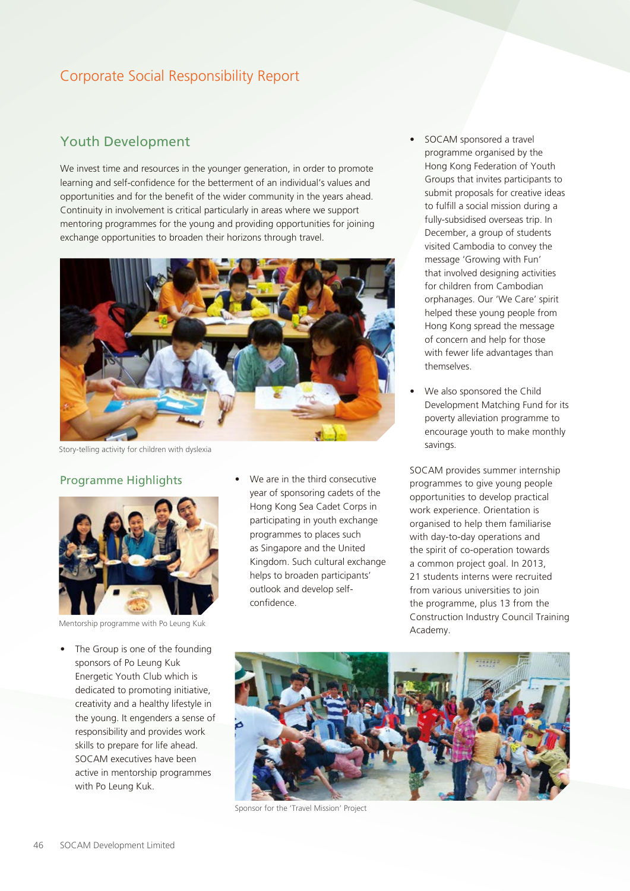# Corporate Social Responsibility Report

## Youth Development

We invest time and resources in the younger generation, in order to promote learning and self-confidence for the betterment of an individual's values and opportunities and for the benefit of the wider community in the years ahead. Continuity in involvement is critical particularly in areas where we support mentoring programmes for the young and providing opportunities for joining exchange opportunities to broaden their horizons through travel.

Story-telling activity for children with dyslexia

### Programme Highlights

Mentorship programme with Po Leung Kuk

- The Group is one of the founding sponsors of Po Leung Kuk Energetic Youth Club which is dedicated to promoting initiative, creativity and a healthy lifestyle in the young. It engenders a sense of responsibility and provides work skills to prepare for life ahead. SOCAM executives have been active in mentorship programmes with Po Leung Kuk.

- We are in the third consecutive year of sponsoring cadets of the Hong Kong Sea Cadet Corps in participating in youth exchange programmes to places such as Singapore and the United Kingdom. Such cultural exchange helps to broaden participants' outlook and develop self-confidence.

- SOCAM sponsored a travel programme organised by the Hong Kong Federation of Youth Groups that invites participants to submit proposals for creative ideas to fulfill a social mission during a fully-subsidised overseas trip. In December, a group of students visited Cambodia to convey the message 'Growing with Fun' that involved designing activities for children from Cambodian orphanages. Our 'We Care' spirit helped these young people from Hong Kong spread the message of concern and help for those with fewer life advantages than themselves.

- We also sponsored the Child Development Matching Fund for its poverty alleviation programme to encourage youth to make monthly savings.

SOCAM provides summer internship programmes to give young people opportunities to develop practical work experience. Orientation is organised to help them familiarise with day-to-day operations and the spirit of co-operation towards a common project goal. In 2013, 21 students interns were recruited from various universities to join the programme, plus 13 from the Construction Industry Council Training Academy.

Sponsor for the 'Travel Mission' Project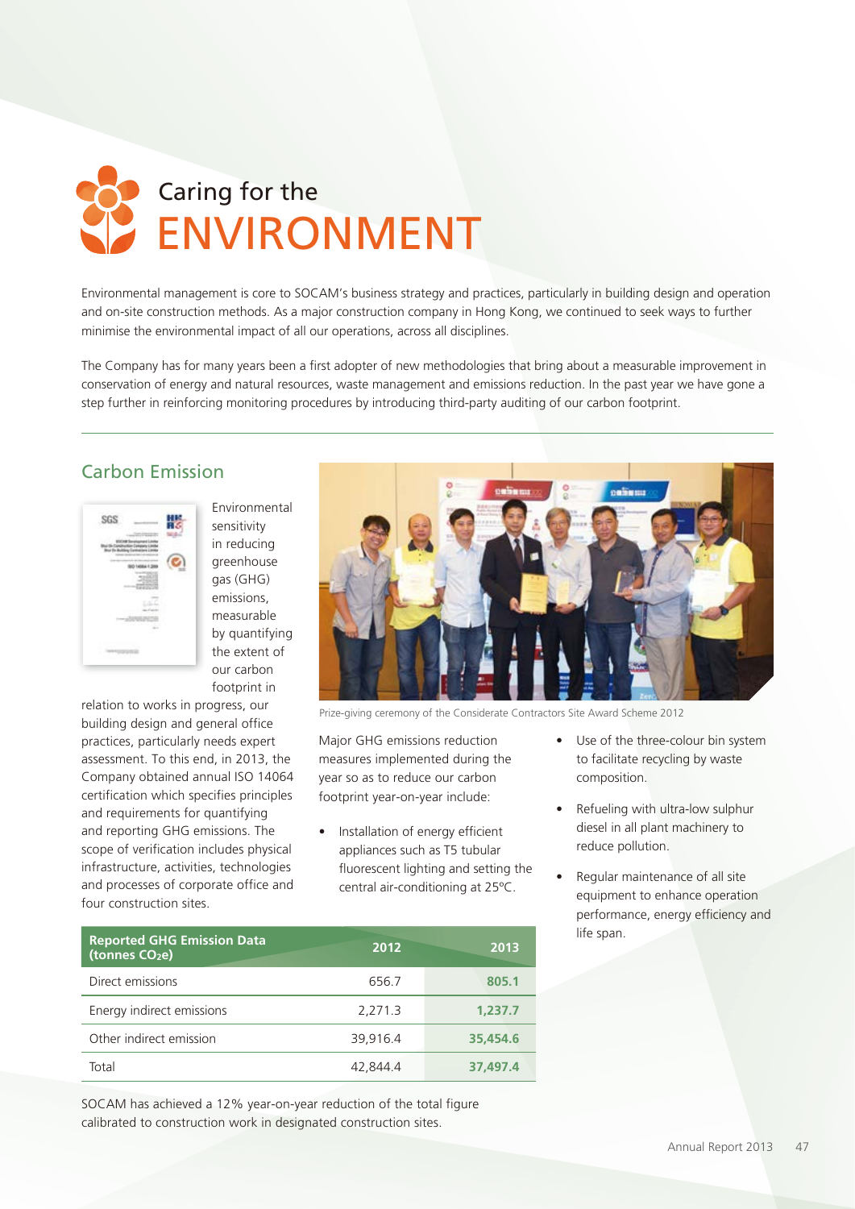# Caring for the ENVIRONMENT

Environmental management is core to SOCAM's business strategy and practices, particularly in building design and operation and on-site construction methods. As a major construction company in Hong Kong, we continued to seek ways to further minimise the environmental impact of all our operations, across all disciplines.

The Company has for many years been a first adopter of new methodologies that bring about a measurable improvement in conservation of energy and natural resources, waste management and emissions reduction. In the past year we have gone a step further in reinforcing monitoring procedures by introducing third-party auditing of our carbon footprint.

## Carbon Emission

Environmental sensitivity in reducing greenhouse gas (GHG) emissions, measurable by quantifying the extent of our carbon footprint in relation to works in progress, our building design and general office practices, particularly needs expert assessment. To this end, in 2013, the Company obtained annual ISO 14064 certification which specifies principles and requirements for quantifying and reporting GHG emissions. The scope of verification includes physical infrastructure, activities, technologies and processes of corporate office and four construction sites.

Prize-giving ceremony of the Considerate Contractors Site Award Scheme 2012

Major GHG emissions reduction measures implemented during the year so as to reduce our carbon footprint year-on-year include:

- Installation of energy efficient appliances such as T5 tubular fluorescent lighting and setting the central air-conditioning at 25°C.
- Use of the three-colour bin system to facilitate recycling by waste composition.
- Refueling with ultra-low sulphur diesel in all plant machinery to reduce pollution.
- Regular maintenance of all site equipment to enhance operation performance, energy efficiency and life span.

| Reported GHG Emission Data (tonnes $CO_2e$) | 2012 | 2013 |
|---|---|---|
| Direct emissions | 656.7 | **805.1** |
| Energy indirect emissions | 2,271.3 | **1,237.7** |
| Other indirect emission | 39,916.4 | **35,454.6** |
| Total | 42,844.4 | **37,497.4** |

SOCAM has achieved a 12% year-on-year reduction of the total figure calibrated to construction work in designated construction sites.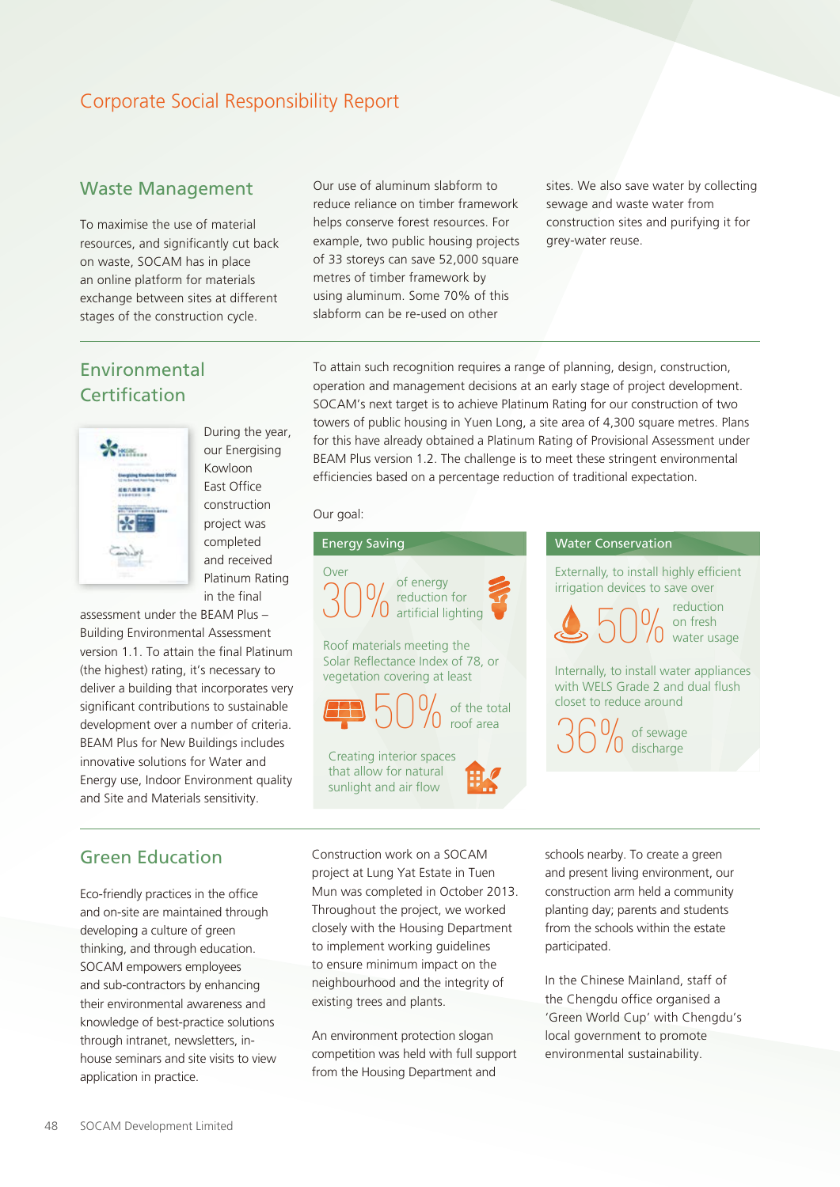# Corporate Social Responsibility Report

## Waste Management

To maximise the use of material resources, and significantly cut back on waste, SOCAM has in place an online platform for materials exchange between sites at different stages of the construction cycle.

Our use of aluminum slabform to reduce reliance on timber framework helps conserve forest resources. For example, two public housing projects of 33 storeys can save 52,000 square metres of timber framework by using aluminum. Some 70% of this slabform can be re-used on other sites. We also save water by collecting sewage and waste water from construction sites and purifying it for grey-water reuse.

## Environmental Certification

During the year, our Energising Kowloon East Office construction project was completed and received Platinum Rating in the final assessment under the BEAM Plus – Building Environmental Assessment version 1.1. To attain the final Platinum (the highest) rating, it's necessary to deliver a building that incorporates very significant contributions to sustainable development over a number of criteria. BEAM Plus for New Buildings includes innovative solutions for Water and Energy use, Indoor Environment quality and Site and Materials sensitivity.

To attain such recognition requires a range of planning, design, construction, operation and management decisions at an early stage of project development. SOCAM's next target is to achieve Platinum Rating for our construction of two towers of public housing in Yuen Long, a site area of 4,300 square metres. Plans for this have already obtained a Platinum Rating of Provisional Assessment under BEAM Plus version 1.2. The challenge is to meet these stringent environmental efficiencies based on a percentage reduction of traditional expectation.

Our goal:

**Energy Saving**

- Over 30% of energy reduction for artificial lighting
- Roof materials meeting the Solar Reflectance Index of 78, or vegetation covering at least 50% of the total roof area
- Creating interior spaces that allow for natural sunlight and air flow

**Water Conservation**

- Externally, to install highly efficient irrigation devices to save over 50% reduction on fresh water usage
- Internally, to install water appliances with WELS Grade 2 and dual flush closet to reduce around 36% of sewage discharge

## Green Education

Eco-friendly practices in the office and on-site are maintained through developing a culture of green thinking, and through education. SOCAM empowers employees and sub-contractors by enhancing their environmental awareness and knowledge of best-practice solutions through intranet, newsletters, in-house seminars and site visits to view application in practice.

Construction work on a SOCAM project at Lung Yat Estate in Tuen Mun was completed in October 2013. Throughout the project, we worked closely with the Housing Department to implement working guidelines to ensure minimum impact on the neighbourhood and the integrity of existing trees and plants.

An environment protection slogan competition was held with full support from the Housing Department and schools nearby. To create a green and present living environment, our construction arm held a community planting day; parents and students from the schools within the estate participated.

In the Chinese Mainland, staff of the Chengdu office organised a 'Green World Cup' with Chengdu's local government to promote environmental sustainability.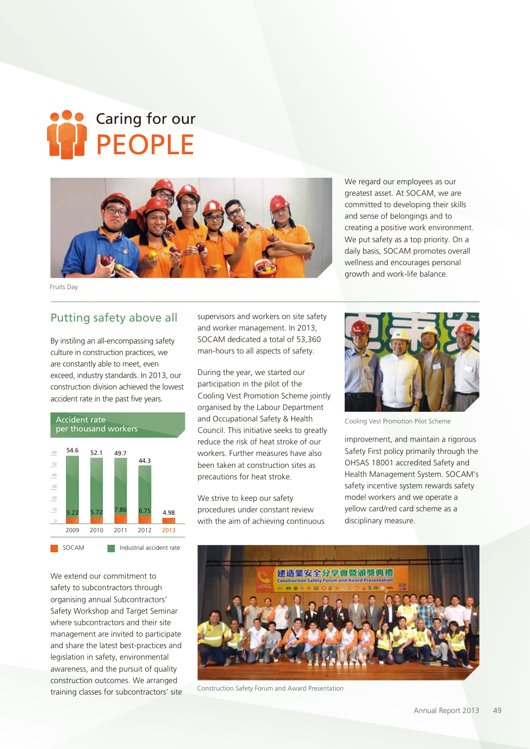# Caring for our PEOPLE

Fruits Day

We regard our employees as our greatest asset. At SOCAM, we are committed to developing their skills and sense of belongings and to creating a positive work environment. We put safety as a top priority. On a daily basis, SOCAM promotes overall wellness and encourages personal growth and work-life balance.

## Putting safety above all

By instiling an all-encompassing safety culture in construction practices, we are constantly able to meet, even exceed, industry standards. In 2013, our construction division achieved the lowest accident rate in the past five years.

**Accident rate per thousand workers**

| Year | SOCAM | Industrial accident rate |
|---|---|---|
| 2009 | 5.23 | 54.6 |
| 2010 | 5.72 | 52.1 |
| 2011 | 7.86 | 49.7 |
| 2012 | 6.75 | 44.3 |
| 2013 | 4.98 | |

We extend our commitment to safety to subcontractors through organising annual Subcontractors' Safety Workshop and Target Seminar where subcontractors and their site management are invited to participate and share the latest best-practices and legislation in safety, environmental awareness, and the pursuit of quality construction outcomes. We arranged training classes for subcontractors' site supervisors and workers on site safety and worker management. In 2013, SOCAM dedicated a total of 53,360 man-hours to all aspects of safety.

During the year, we started our participation in the pilot of the Cooling Vest Promotion Scheme jointly organised by the Labour Department and Occupational Safety & Health Council. This initiative seeks to greatly reduce the risk of heat stroke of our workers. Further measures have also been taken at construction sites as precautions for heat stroke.

We strive to keep our safety procedures under constant review with the aim of achieving continuous improvement, and maintain a rigorous Safety First policy primarily through the OHSAS 18001 accredited Safety and Health Management System. SOCAM's safety incentive system rewards safety model workers and we operate a yellow card/red card scheme as a disciplinary measure.

Cooling Vest Promotion Pilot Scheme

Construction Safety Forum and Award Presentation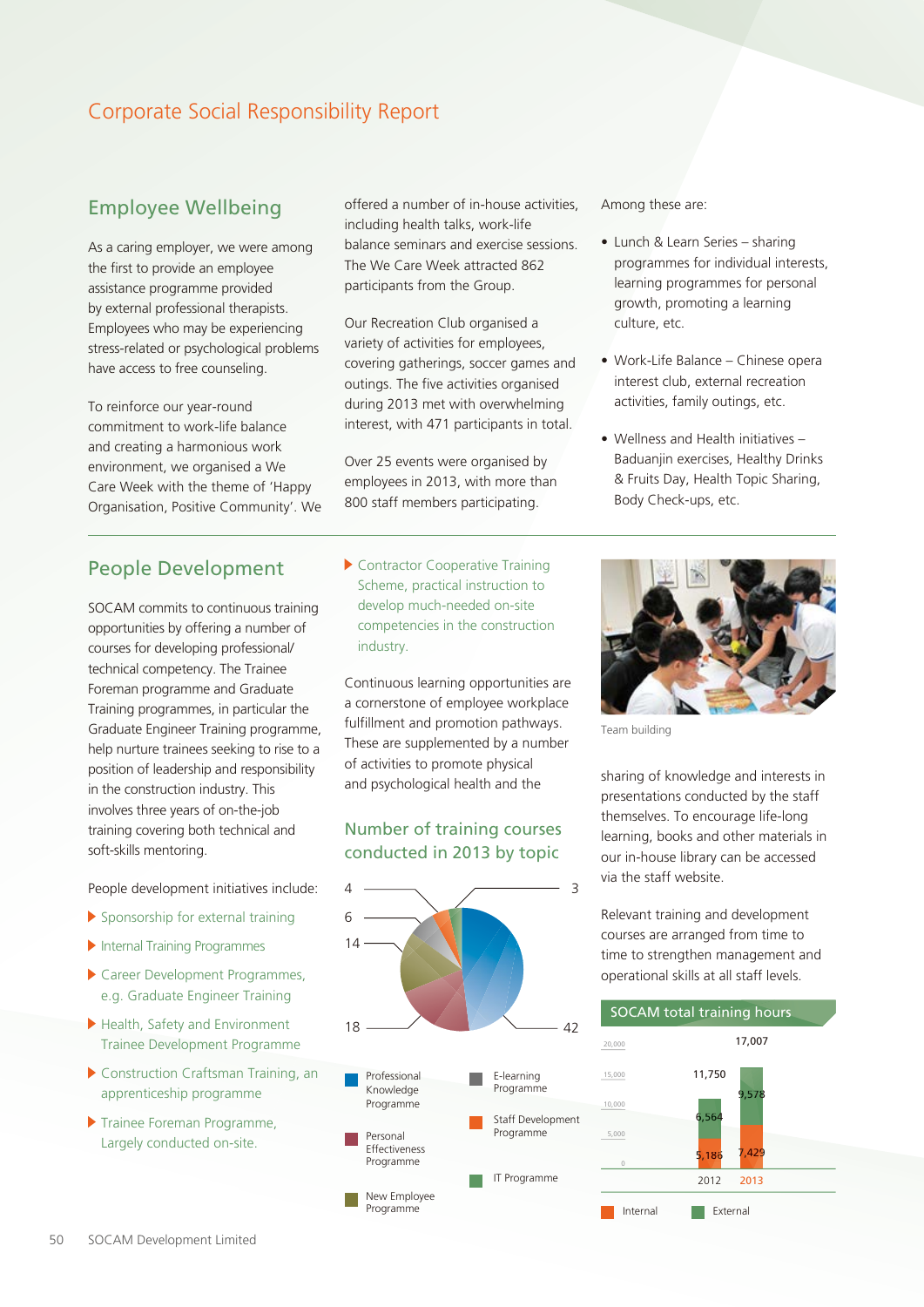## Corporate Social Responsibility Report

## Employee Wellbeing

As a caring employer, we were among the first to provide an employee assistance programme provided by external professional therapists. Employees who may be experiencing stress-related or psychological problems have access to free counseling.

To reinforce our year-round commitment to work-life balance and creating a harmonious work environment, we organised a We Care Week with the theme of 'Happy Organisation, Positive Community'. We offered a number of in-house activities, including health talks, work-life balance seminars and exercise sessions. The We Care Week attracted 862 participants from the Group.

Our Recreation Club organised a variety of activities for employees, covering gatherings, soccer games and outings. The five activities organised during 2013 met with overwhelming interest, with 471 participants in total.

Over 25 events were organised by employees in 2013, with more than 800 staff members participating. Among these are:

- Lunch & Learn Series – sharing programmes for individual interests, learning programmes for personal growth, promoting a learning culture, etc.
- Work-Life Balance – Chinese opera interest club, external recreation activities, family outings, etc.
- Wellness and Health initiatives – Baduanjin exercises, Healthy Drinks & Fruits Day, Health Topic Sharing, Body Check-ups, etc.

## People Development

SOCAM commits to continuous training opportunities by offering a number of courses for developing professional/technical competency. The Trainee Foreman programme and Graduate Training programmes, in particular the Graduate Engineer Training programme, help nurture trainees seeking to rise to a position of leadership and responsibility in the construction industry. This involves three years of on-the-job training covering both technical and soft-skills mentoring.

People development initiatives include:

- Sponsorship for external training
- Internal Training Programmes
- Career Development Programmes, e.g. Graduate Engineer Training
- Health, Safety and Environment Trainee Development Programme
- Construction Craftsman Training, an apprenticeship programme
- Trainee Foreman Programme, Largely conducted on-site.
- Contractor Cooperative Training Scheme, practical instruction to develop much-needed on-site competencies in the construction industry.

Continuous learning opportunities are a cornerstone of employee workplace fulfillment and promotion pathways. These are supplemented by a number of activities to promote physical and psychological health and the sharing of knowledge and interests in presentations conducted by the staff themselves. To encourage life-long learning, books and other materials in our in-house library can be accessed via the staff website.

### Number of training courses conducted in 2013 by topic

4
6
14
18
3
42

Professional Knowledge Programme
Personal Effectiveness Programme
New Employee Programme
E-learning Programme
Staff Development Programme
IT Programme

Team building

Relevant training and development courses are arranged from time to time to strengthen management and operational skills at all staff levels.

### SOCAM total training hours

20,000
15,000
10,000
5,000
0

2012: 11,750
6,564
5,186

2013: 17,007
9,578
7,429

Internal
External